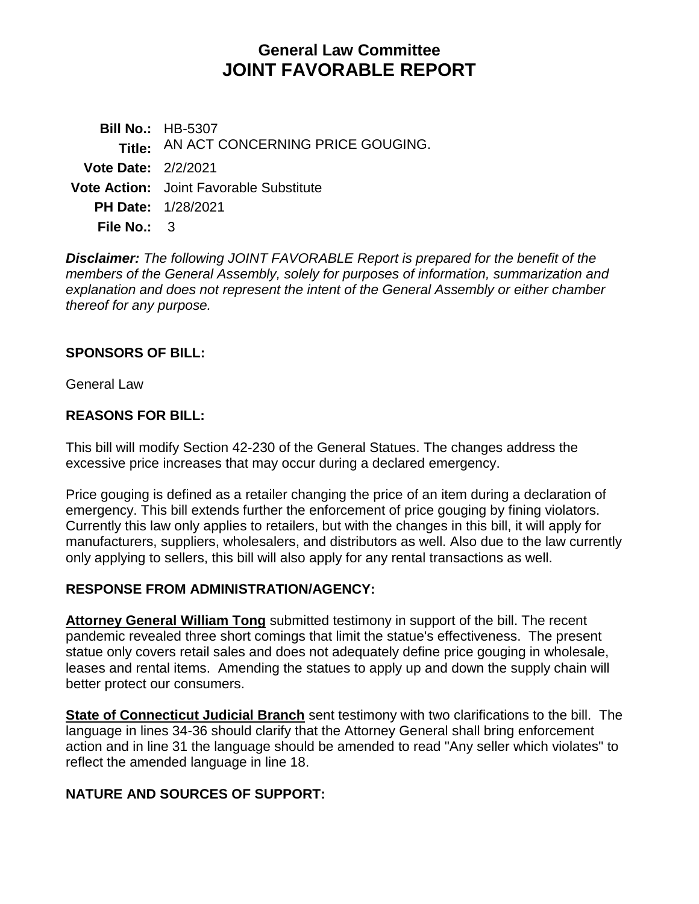# General Law Committee
# JOINT FAVORABLE REPORT

**Bill No.:** HB-5307
**Title:** AN ACT CONCERNING PRICE GOUGING.
**Vote Date:** 2/2/2021
**Vote Action:** Joint Favorable Substitute
**PH Date:** 1/28/2021
**File No.:** 3

***Disclaimer:*** *The following JOINT FAVORABLE Report is prepared for the benefit of the members of the General Assembly, solely for purposes of information, summarization and explanation and does not represent the intent of the General Assembly or either chamber thereof for any purpose.*

## SPONSORS OF BILL:

General Law

## REASONS FOR BILL:

This bill will modify Section 42-230 of the General Statues. The changes address the excessive price increases that may occur during a declared emergency.

Price gouging is defined as a retailer changing the price of an item during a declaration of emergency. This bill extends further the enforcement of price gouging by fining violators. Currently this law only applies to retailers, but with the changes in this bill, it will apply for manufacturers, suppliers, wholesalers, and distributors as well. Also due to the law currently only applying to sellers, this bill will also apply for any rental transactions as well.

## RESPONSE FROM ADMINISTRATION/AGENCY:

**Attorney General William Tong** submitted testimony in support of the bill. The recent pandemic revealed three short comings that limit the statue's effectiveness. The present statue only covers retail sales and does not adequately define price gouging in wholesale, leases and rental items. Amending the statues to apply up and down the supply chain will better protect our consumers.

**State of Connecticut Judicial Branch** sent testimony with two clarifications to the bill. The language in lines 34-36 should clarify that the Attorney General shall bring enforcement action and in line 31 the language should be amended to read "Any seller which violates" to reflect the amended language in line 18.

## NATURE AND SOURCES OF SUPPORT: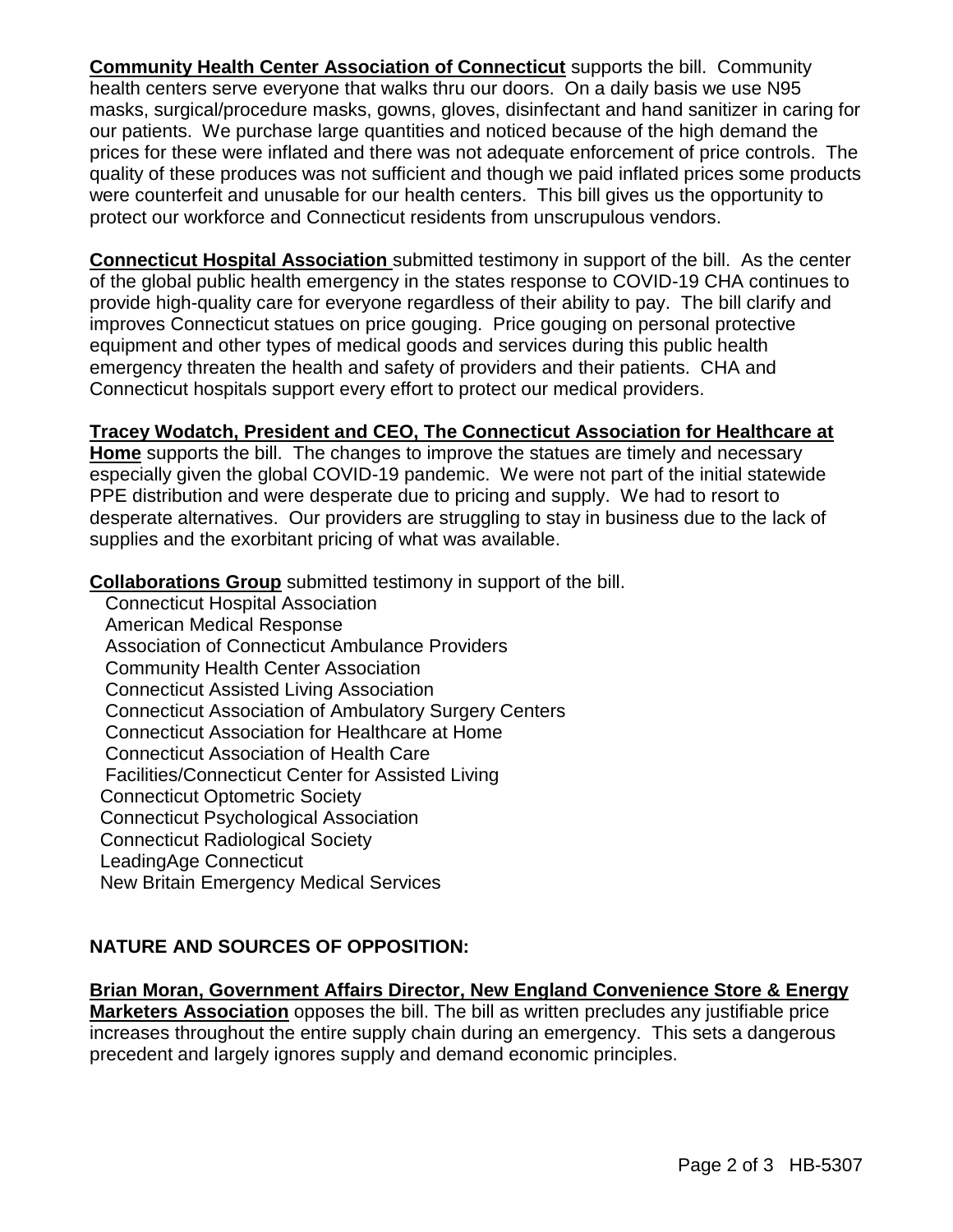**Community Health Center Association of Connecticut** supports the bill. Community health centers serve everyone that walks thru our doors. On a daily basis we use N95 masks, surgical/procedure masks, gowns, gloves, disinfectant and hand sanitizer in caring for our patients. We purchase large quantities and noticed because of the high demand the prices for these were inflated and there was not adequate enforcement of price controls. The quality of these produces was not sufficient and though we paid inflated prices some products were counterfeit and unusable for our health centers. This bill gives us the opportunity to protect our workforce and Connecticut residents from unscrupulous vendors.

**Connecticut Hospital Association** submitted testimony in support of the bill. As the center of the global public health emergency in the states response to COVID-19 CHA continues to provide high-quality care for everyone regardless of their ability to pay. The bill clarify and improves Connecticut statues on price gouging. Price gouging on personal protective equipment and other types of medical goods and services during this public health emergency threaten the health and safety of providers and their patients. CHA and Connecticut hospitals support every effort to protect our medical providers.

**Tracey Wodatch, President and CEO, The Connecticut Association for Healthcare at Home** supports the bill. The changes to improve the statues are timely and necessary especially given the global COVID-19 pandemic. We were not part of the initial statewide PPE distribution and were desperate due to pricing and supply. We had to resort to desperate alternatives. Our providers are struggling to stay in business due to the lack of supplies and the exorbitant pricing of what was available.

**Collaborations Group** submitted testimony in support of the bill.

Connecticut Hospital Association
American Medical Response
Association of Connecticut Ambulance Providers
Community Health Center Association
Connecticut Assisted Living Association
Connecticut Association of Ambulatory Surgery Centers
Connecticut Association for Healthcare at Home
Connecticut Association of Health Care
Facilities/Connecticut Center for Assisted Living
Connecticut Optometric Society
Connecticut Psychological Association
Connecticut Radiological Society
LeadingAge Connecticut
New Britain Emergency Medical Services

## NATURE AND SOURCES OF OPPOSITION:

**Brian Moran, Government Affairs Director, New England Convenience Store & Energy Marketers Association** opposes the bill. The bill as written precludes any justifiable price increases throughout the entire supply chain during an emergency. This sets a dangerous precedent and largely ignores supply and demand economic principles.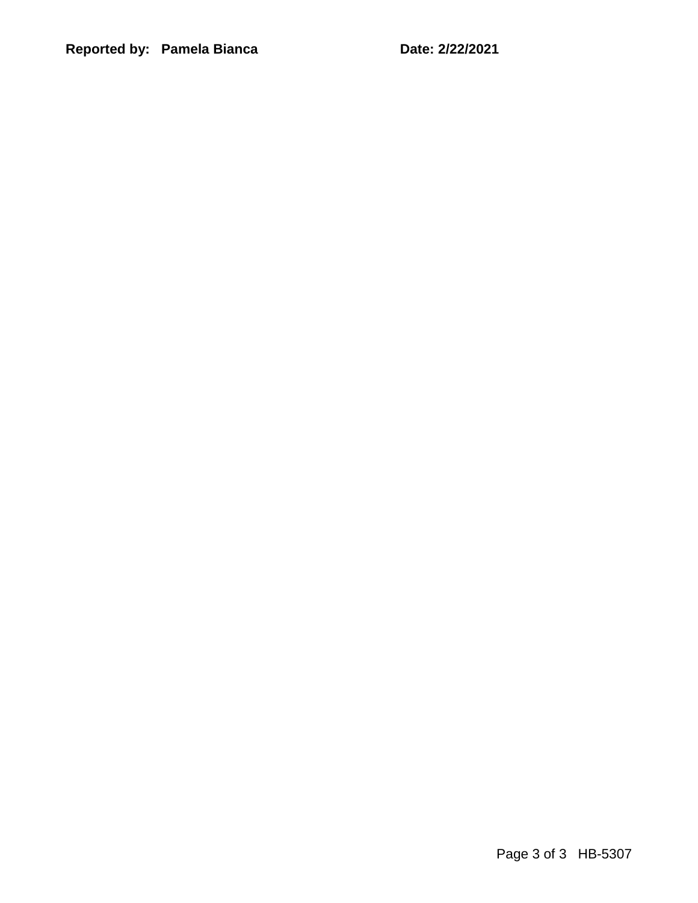**Reported by: Pamela Bianca** **Date: 2/22/2021**